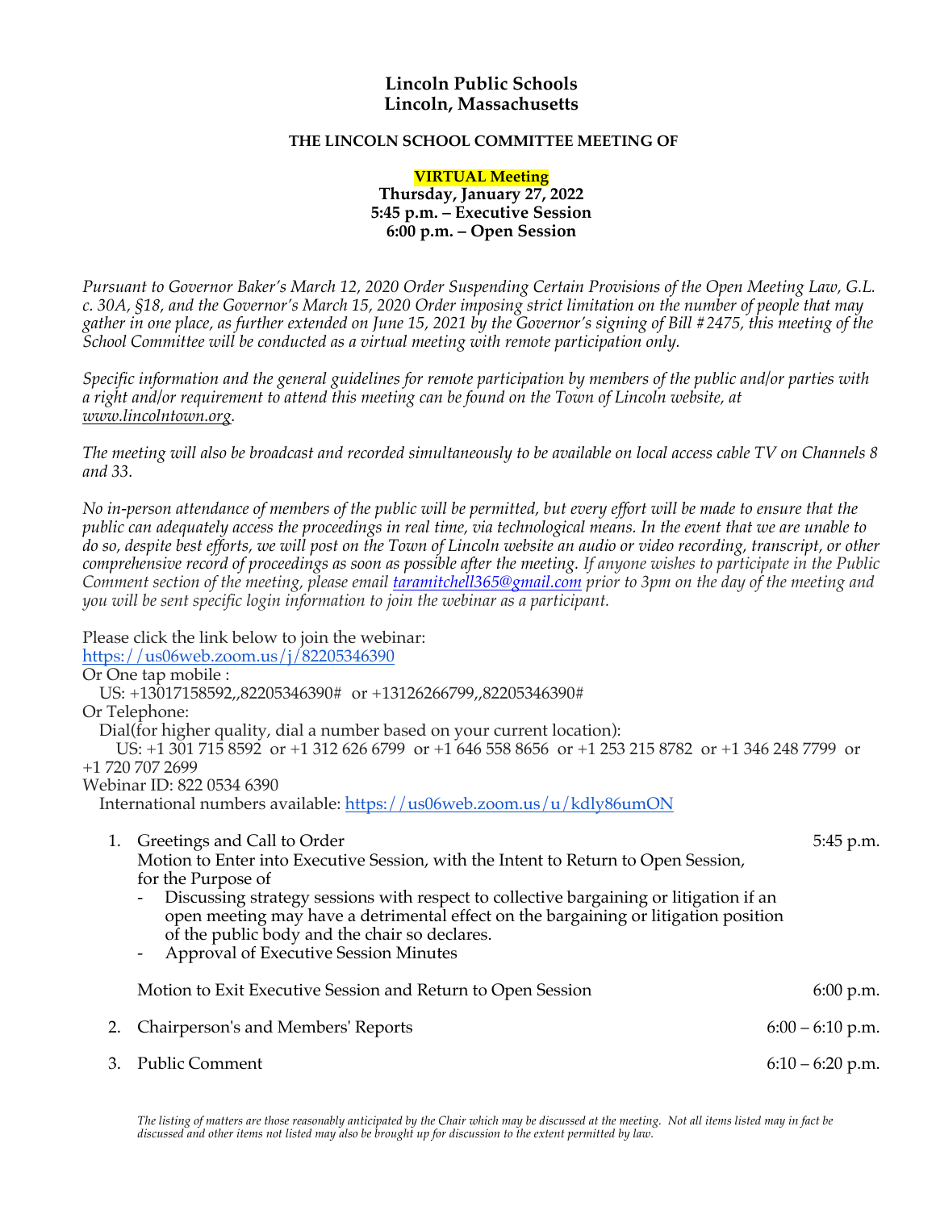# Lincoln Public Schools
# Lincoln, Massachusetts

**THE LINCOLN SCHOOL COMMITTEE MEETING OF**

**VIRTUAL Meeting**
**Thursday, January 27, 2022**
**5:45 p.m. – Executive Session**
**6:00 p.m. – Open Session**

*Pursuant to Governor Baker's March 12, 2020 Order Suspending Certain Provisions of the Open Meeting Law, G.L. c. 30A, §18, and the Governor's March 15, 2020 Order imposing strict limitation on the number of people that may gather in one place, as further extended on June 15, 2021 by the Governor's signing of Bill #2475, this meeting of the School Committee will be conducted as a virtual meeting with remote participation only.*

*Specific information and the general guidelines for remote participation by members of the public and/or parties with a right and/or requirement to attend this meeting can be found on the Town of Lincoln website, at www.lincolntown.org.*

*The meeting will also be broadcast and recorded simultaneously to be available on local access cable TV on Channels 8 and 33.*

*No in-person attendance of members of the public will be permitted, but every effort will be made to ensure that the public can adequately access the proceedings in real time, via technological means. In the event that we are unable to do so, despite best efforts, we will post on the Town of Lincoln website an audio or video recording, transcript, or other comprehensive record of proceedings as soon as possible after the meeting. If anyone wishes to participate in the Public Comment section of the meeting, please email taramitchell365@gmail.com prior to 3pm on the day of the meeting and you will be sent specific login information to join the webinar as a participant.*

Please click the link below to join the webinar:
https://us06web.zoom.us/j/82205346390
Or One tap mobile :
US: +13017158592,,82205346390# or +13126266799,,82205346390#
Or Telephone:
Dial(for higher quality, dial a number based on your current location):
US: +1 301 715 8592 or +1 312 626 6799 or +1 646 558 8656 or +1 253 215 8782 or +1 346 248 7799 or +1 720 707 2699
Webinar ID: 822 0534 6390
International numbers available: https://us06web.zoom.us/u/kdly86umON

1. Greetings and Call to Order — 5:45 p.m.
   Motion to Enter into Executive Session, with the Intent to Return to Open Session, for the Purpose of
   - Discussing strategy sessions with respect to collective bargaining or litigation if an open meeting may have a detrimental effect on the bargaining or litigation position of the public body and the chair so declares.
   - Approval of Executive Session Minutes

   Motion to Exit Executive Session and Return to Open Session — 6:00 p.m.

2. Chairperson's and Members' Reports — 6:00 – 6:10 p.m.

3. Public Comment — 6:10 – 6:20 p.m.

*The listing of matters are those reasonably anticipated by the Chair which may be discussed at the meeting. Not all items listed may in fact be discussed and other items not listed may also be brought up for discussion to the extent permitted by law.*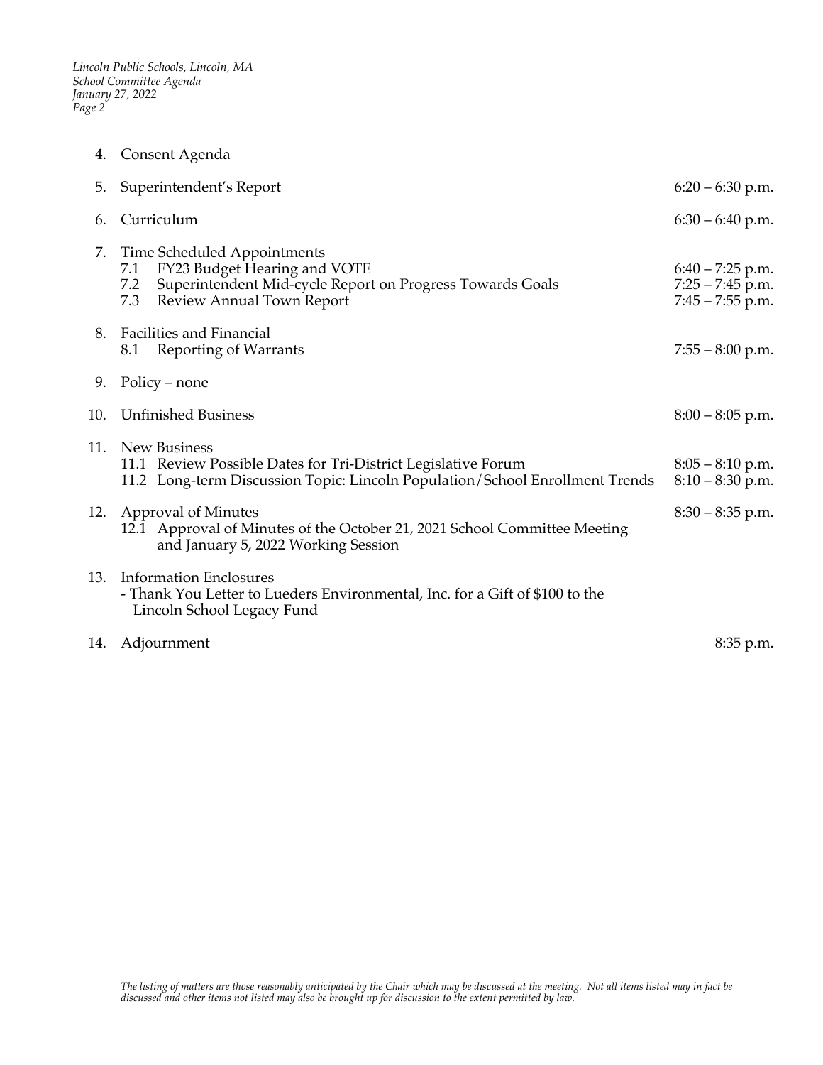4. Consent Agenda

5. Superintendent's Report 6:20 – 6:30 p.m.

6. Curriculum 6:30 – 6:40 p.m.

7. Time Scheduled Appointments
   - 7.1 FY23 Budget Hearing and VOTE 6:40 – 7:25 p.m.
   - 7.2 Superintendent Mid-cycle Report on Progress Towards Goals 7:25 – 7:45 p.m.
   - 7.3 Review Annual Town Report 7:45 – 7:55 p.m.

8. Facilities and Financial
   - 8.1 Reporting of Warrants 7:55 – 8:00 p.m.

9. Policy – none

10. Unfinished Business 8:00 – 8:05 p.m.

11. New Business
    - 11.1 Review Possible Dates for Tri-District Legislative Forum 8:05 – 8:10 p.m.
    - 11.2 Long-term Discussion Topic: Lincoln Population/School Enrollment Trends 8:10 – 8:30 p.m.

12. Approval of Minutes 8:30 – 8:35 p.m.
    - 12.1 Approval of Minutes of the October 21, 2021 School Committee Meeting and January 5, 2022 Working Session

13. Information Enclosures
    - Thank You Letter to Lueders Environmental, Inc. for a Gift of $100 to the Lincoln School Legacy Fund

14. Adjournment 8:35 p.m.

*The listing of matters are those reasonably anticipated by the Chair which may be discussed at the meeting. Not all items listed may in fact be discussed and other items not listed may also be brought up for discussion to the extent permitted by law.*